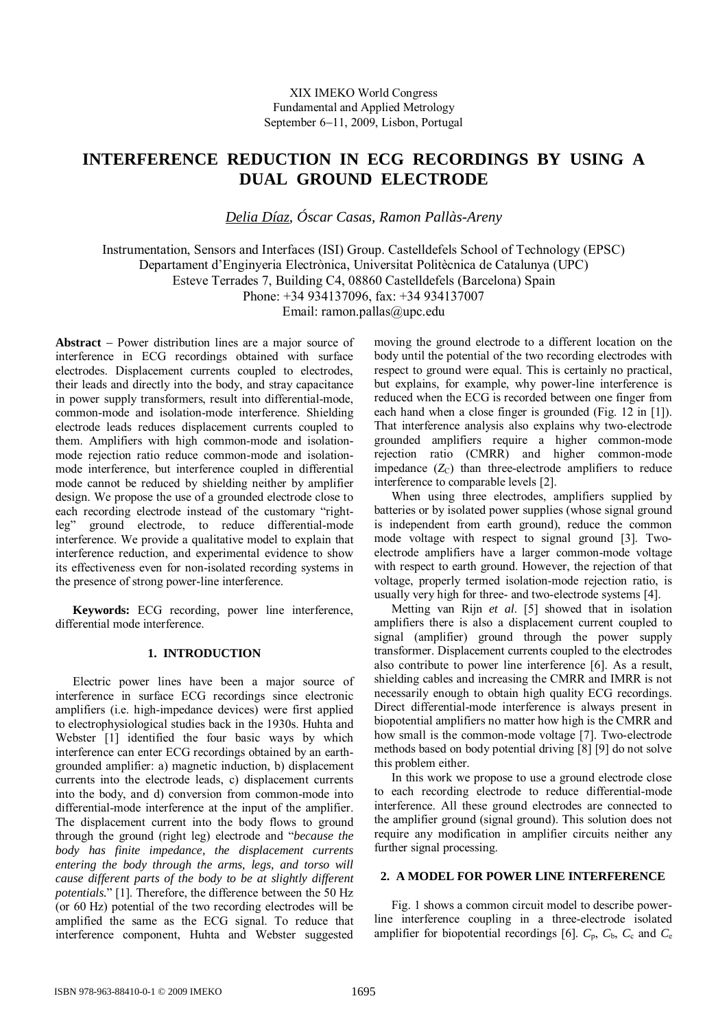XIX IMEKO World Congress
Fundamental and Applied Metrology
September 6−11, 2009, Lisbon, Portugal

# INTERFERENCE REDUCTION IN ECG RECORDINGS BY USING A DUAL GROUND ELECTRODE

*Delia Díaz, Óscar Casas, Ramon Pallàs-Areny*

Instrumentation, Sensors and Interfaces (ISI) Group. Castelldefels School of Technology (EPSC)
Departament d'Enginyeria Electrònica, Universitat Politècnica de Catalunya (UPC)
Esteve Terrades 7, Building C4, 08860 Castelldefels (Barcelona) Spain
Phone: +34 934137096, fax: +34 934137007
Email: ramon.pallas@upc.edu

**Abstract** − Power distribution lines are a major source of interference in ECG recordings obtained with surface electrodes. Displacement currents coupled to electrodes, their leads and directly into the body, and stray capacitance in power supply transformers, result into differential-mode, common-mode and isolation-mode interference. Shielding electrode leads reduces displacement currents coupled to them. Amplifiers with high common-mode and isolation-mode rejection ratio reduce common-mode and isolation-mode interference, but interference coupled in differential mode cannot be reduced by shielding neither by amplifier design. We propose the use of a grounded electrode close to each recording electrode instead of the customary "right-leg" ground electrode, to reduce differential-mode interference. We provide a qualitative model to explain that interference reduction, and experimental evidence to show its effectiveness even for non-isolated recording systems in the presence of strong power-line interference.

**Keywords:** ECG recording, power line interference, differential mode interference.

## 1. INTRODUCTION

Electric power lines have been a major source of interference in surface ECG recordings since electronic amplifiers (i.e. high-impedance devices) were first applied to electrophysiological studies back in the 1930s. Huhta and Webster [1] identified the four basic ways by which interference can enter ECG recordings obtained by an earth-grounded amplifier: a) magnetic induction, b) displacement currents into the electrode leads, c) displacement currents into the body, and d) conversion from common-mode into differential-mode interference at the input of the amplifier. The displacement current into the body flows to ground through the ground (right leg) electrode and "*because the body has finite impedance, the displacement currents entering the body through the arms, legs, and torso will cause different parts of the body to be at slightly different potentials.*" [1]. Therefore, the difference between the 50 Hz (or 60 Hz) potential of the two recording electrodes will be amplified the same as the ECG signal. To reduce that interference component, Huhta and Webster suggested moving the ground electrode to a different location on the body until the potential of the two recording electrodes with respect to ground were equal. This is certainly no practical, but explains, for example, why power-line interference is reduced when the ECG is recorded between one finger from each hand when a close finger is grounded (Fig. 12 in [1]). That interference analysis also explains why two-electrode grounded amplifiers require a higher common-mode rejection ratio (CMRR) and higher common-mode impedance ($Z_C$) than three-electrode amplifiers to reduce interference to comparable levels [2].

When using three electrodes, amplifiers supplied by batteries or by isolated power supplies (whose signal ground is independent from earth ground), reduce the common mode voltage with respect to signal ground [3]. Two-electrode amplifiers have a larger common-mode voltage with respect to earth ground. However, the rejection of that voltage, properly termed isolation-mode rejection ratio, is usually very high for three- and two-electrode systems [4].

Metting van Rijn *et al*. [5] showed that in isolation amplifiers there is also a displacement current coupled to signal (amplifier) ground through the power supply transformer. Displacement currents coupled to the electrodes also contribute to power line interference [6]. As a result, shielding cables and increasing the CMRR and IMRR is not necessarily enough to obtain high quality ECG recordings. Direct differential-mode interference is always present in biopotential amplifiers no matter how high is the CMRR and how small is the common-mode voltage [7]. Two-electrode methods based on body potential driving [8] [9] do not solve this problem either.

In this work we propose to use a ground electrode close to each recording electrode to reduce differential-mode interference. All these ground electrodes are connected to the amplifier ground (signal ground). This solution does not require any modification in amplifier circuits neither any further signal processing.

## 2. A MODEL FOR POWER LINE INTERFERENCE

Fig. 1 shows a common circuit model to describe power-line interference coupling in a three-electrode isolated amplifier for biopotential recordings [6]. $C_p$, $C_b$, $C_c$ and $C_e$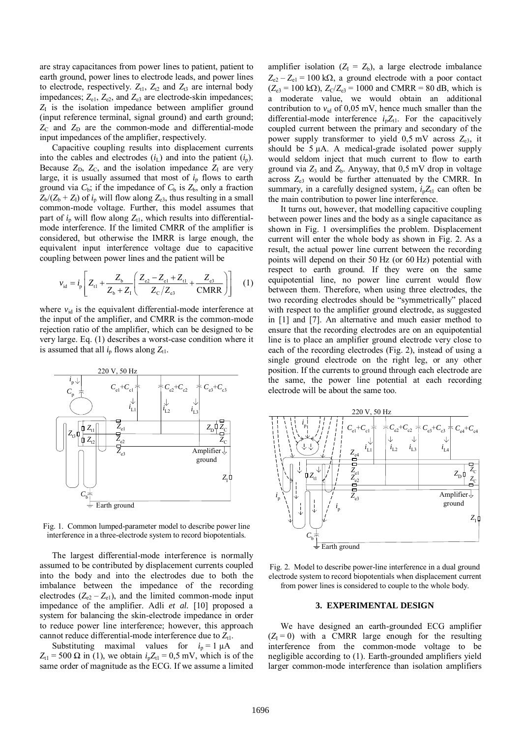are stray capacitances from power lines to patient, patient to earth ground, power lines to electrode leads, and power lines to electrode, respectively. $Z_{t1}$, $Z_{t2}$ and $Z_{t3}$ are internal body impedances; $Z_{e1}$, $Z_{e2}$, and $Z_{e3}$ are electrode-skin impedances; $Z_I$ is the isolation impedance between amplifier ground (input reference terminal, signal ground) and earth ground; $Z_C$ and $Z_D$ are the common-mode and differential-mode input impedances of the amplifier, respectively.

Capacitive coupling results into displacement currents into the cables and electrodes ($i_L$) and into the patient ($i_p$). Because $Z_D$, $Z_C$, and the isolation impedance $Z_I$ are very large, it is usually assumed that most of $i_p$ flows to earth ground via $C_b$; if the impedance of $C_b$ is $Z_b$, only a fraction $Z_b/(Z_b + Z_I)$ of $i_p$ will flow along $Z_{e3}$, thus resulting in a small common-mode voltage. Further, this model assumes that part of $i_p$ will flow along $Z_{t1}$, which results into differential-mode interference. If the limited CMRR of the amplifier is considered, but otherwise the IMRR is large enough, the equivalent input interference voltage due to capacitive coupling between power lines and the patient will be

$$v_{id} = i_p \left[ Z_{t1} + \frac{Z_b}{Z_b + Z_I} \left( \frac{Z_{e2} - Z_{e1} + Z_{t1}}{Z_C / Z_{e3}} + \frac{Z_{e3}}{\text{CMRR}} \right) \right] \quad (1)$$

where $v_{id}$ is the equivalent differential-mode interference at the input of the amplifier, and CMRR is the common-mode rejection ratio of the amplifier, which can be designed to be very large. Eq. (1) describes a worst-case condition where it is assumed that all $i_p$ flows along $Z_{t1}$.

Fig. 1. Common lumped-parameter model to describe power line interference in a three-electrode system to record biopotentials.

The largest differential-mode interference is normally assumed to be contributed by displacement currents coupled into the body and into the electrodes due to both the imbalance between the impedance of the recording electrodes ($Z_{e2} - Z_{e1}$), and the limited common-mode input impedance of the amplifier. Adli *et al.* [10] proposed a system for balancing the skin-electrode impedance in order to reduce power line interference; however, this approach cannot reduce differential-mode interference due to $Z_{t1}$.

Substituting maximal values for $i_p = 1$ µA and $Z_{t1} = 500\ \Omega$ in (1), we obtain $i_p Z_{t1} = 0{,}5$ mV, which is of the same order of magnitude as the ECG. If we assume a limited amplifier isolation ($Z_I = Z_b$), a large electrode imbalance $Z_{e2} - Z_{e1} = 100$ kΩ, a ground electrode with a poor contact ($Z_{e3} = 100$ kΩ), $Z_C/Z_{e3} = 1000$ and CMRR = 80 dB, which is a moderate value, we would obtain an additional contribution to $v_{id}$ of 0,05 mV, hence much smaller than the differential-mode interference $i_p Z_{t1}$. For the capacitively coupled current between the primary and secondary of the power supply transformer to yield 0,5 mV across $Z_{e3}$, it should be 5 µA. A medical-grade isolated power supply would seldom inject that much current to flow to earth ground via $Z_3$ and $Z_b$. Anyway, that 0,5 mV drop in voltage across $Z_{e3}$ would be further attenuated by the CMRR. In summary, in a carefully designed system, $i_p Z_{t1}$ can often be the main contribution to power line interference.

It turns out, however, that modelling capacitive coupling between power lines and the body as a single capacitance as shown in Fig. 1 oversimplifies the problem. Displacement current will enter the whole body as shown in Fig. 2. As a result, the actual power line current between the recording points will depend on their 50 Hz (or 60 Hz) potential with respect to earth ground. If they were on the same equipotential line, no power line current would flow between them. Therefore, when using three electrodes, the two recording electrodes should be "symmetrically" placed with respect to the amplifier ground electrode, as suggested in [1] and [7]. An alternative and much easier method to ensure that the recording electrodes are on an equipotential line is to place an amplifier ground electrode very close to each of the recording electrodes (Fig. 2), instead of using a single ground electrode on the right leg, or any other position. If the currents to ground through each electrode are the same, the power line potential at each recording electrode will be about the same too.

Fig. 2. Model to describe power-line interference in a dual ground electrode system to record biopotentials when displacement current from power lines is considered to couple to the whole body.

## 3. EXPERIMENTAL DESIGN

We have designed an earth-grounded ECG amplifier ($Z_I = 0$) with a CMRR large enough for the resulting interference from the common-mode voltage to be negligible according to (1). Earth-grounded amplifiers yield larger common-mode interference than isolation amplifiers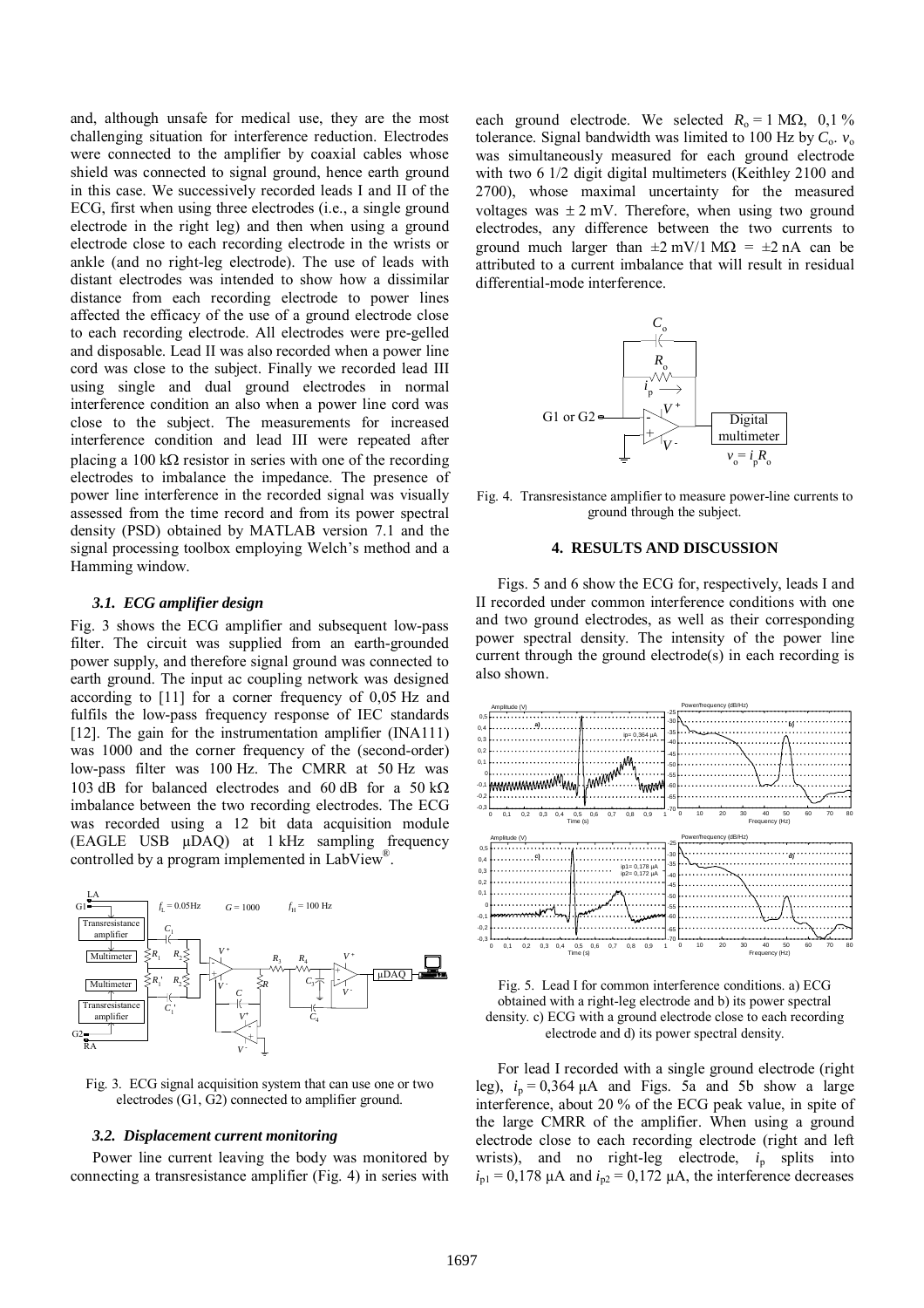and, although unsafe for medical use, they are the most challenging situation for interference reduction. Electrodes were connected to the amplifier by coaxial cables whose shield was connected to signal ground, hence earth ground in this case. We successively recorded leads I and II of the ECG, first when using three electrodes (i.e., a single ground electrode in the right leg) and then when using a ground electrode close to each recording electrode in the wrists or ankle (and no right-leg electrode). The use of leads with distant electrodes was intended to show how a dissimilar distance from each recording electrode to power lines affected the efficacy of the use of a ground electrode close to each recording electrode. All electrodes were pre-gelled and disposable. Lead II was also recorded when a power line cord was close to the subject. Finally we recorded lead III using single and dual ground electrodes in normal interference condition an also when a power line cord was close to the subject. The measurements for increased interference condition and lead III were repeated after placing a 100 kΩ resistor in series with one of the recording electrodes to imbalance the impedance. The presence of power line interference in the recorded signal was visually assessed from the time record and from its power spectral density (PSD) obtained by MATLAB version 7.1 and the signal processing toolbox employing Welch's method and a Hamming window.

### *3.1. ECG amplifier design*

Fig. 3 shows the ECG amplifier and subsequent low-pass filter. The circuit was supplied from an earth-grounded power supply, and therefore signal ground was connected to earth ground. The input ac coupling network was designed according to [11] for a corner frequency of 0,05 Hz and fulfils the low-pass frequency response of IEC standards [12]. The gain for the instrumentation amplifier (INA111) was 1000 and the corner frequency of the (second-order) low-pass filter was 100 Hz. The CMRR at 50 Hz was 103 dB for balanced electrodes and 60 dB for a 50 kΩ imbalance between the two recording electrodes. The ECG was recorded using a 12 bit data acquisition module (EAGLE USB µDAQ) at 1 kHz sampling frequency controlled by a program implemented in LabView®.

Fig. 3. ECG signal acquisition system that can use one or two electrodes (G1, G2) connected to amplifier ground.

### *3.2. Displacement current monitoring*

Power line current leaving the body was monitored by connecting a transresistance amplifier (Fig. 4) in series with each ground electrode. We selected $R_o = 1$ MΩ, 0,1 % tolerance. Signal bandwidth was limited to 100 Hz by $C_o$. $v_o$ was simultaneously measured for each ground electrode with two 6 1/2 digit digital multimeters (Keithley 2100 and 2700), whose maximal uncertainty for the measured voltages was ± 2 mV. Therefore, when using two ground electrodes, any difference between the two currents to ground much larger than ±2 mV/1 MΩ = ±2 nA can be attributed to a current imbalance that will result in residual differential-mode interference.

Fig. 4. Transresistance amplifier to measure power-line currents to ground through the subject.

## 4. RESULTS AND DISCUSSION

Figs. 5 and 6 show the ECG for, respectively, leads I and II recorded under common interference conditions with one and two ground electrodes, as well as their corresponding power spectral density. The intensity of the power line current through the ground electrode(s) in each recording is also shown.

Fig. 5. Lead I for common interference conditions. a) ECG obtained with a right-leg electrode and b) its power spectral density. c) ECG with a ground electrode close to each recording electrode and d) its power spectral density.

For lead I recorded with a single ground electrode (right leg), $i_p = 0,364$ µA and Figs. 5a and 5b show a large interference, about 20 % of the ECG peak value, in spite of the large CMRR of the amplifier. When using a ground electrode close to each recording electrode (right and left wrists), and no right-leg electrode, $i_p$ splits into $i_{p1} = 0,178$ µA and $i_{p2} = 0,172$ µA, the interference decreases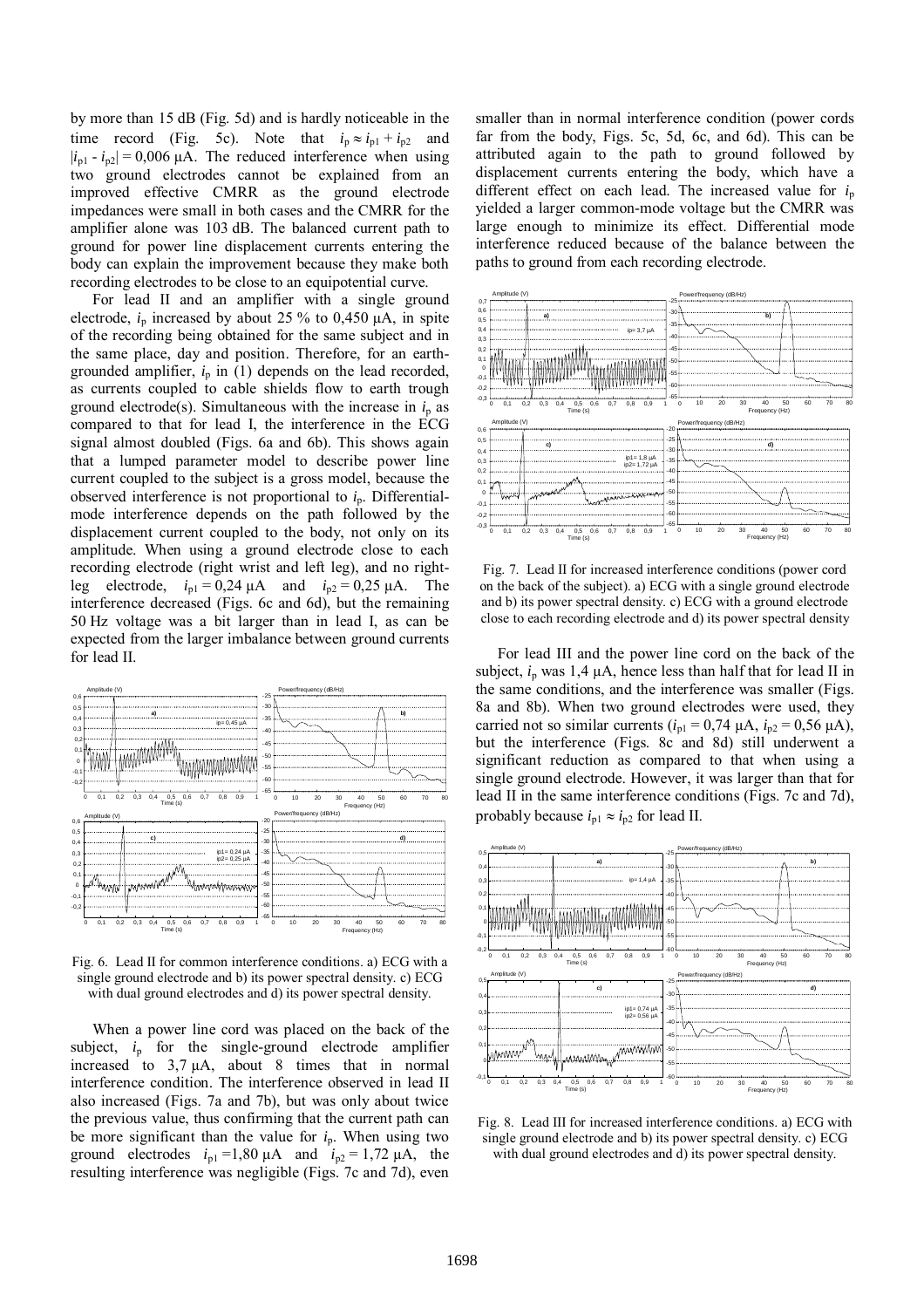by more than 15 dB (Fig. 5d) and is hardly noticeable in the time record (Fig. 5c). Note that $i_p \approx i_{p1} + i_{p2}$ and $|i_{p1} - i_{p2}| = 0{,}006$ μA. The reduced interference when using two ground electrodes cannot be explained from an improved effective CMRR as the ground electrode impedances were small in both cases and the CMRR for the amplifier alone was 103 dB. The balanced current path to ground for power line displacement currents entering the body can explain the improvement because they make both recording electrodes to be close to an equipotential curve.

For lead II and an amplifier with a single ground electrode, $i_p$ increased by about 25 % to 0,450 μA, in spite of the recording being obtained for the same subject and in the same place, day and position. Therefore, for an earth-grounded amplifier, $i_p$ in (1) depends on the lead recorded, as currents coupled to cable shields flow to earth trough ground electrode(s). Simultaneous with the increase in $i_p$ as compared to that for lead I, the interference in the ECG signal almost doubled (Figs. 6a and 6b). This shows again that a lumped parameter model to describe power line current coupled to the subject is a gross model, because the observed interference is not proportional to $i_p$. Differential-mode interference depends on the path followed by the displacement current coupled to the body, not only on its amplitude. When using a ground electrode close to each recording electrode (right wrist and left leg), and no right-leg electrode, $i_{p1} = 0{,}24$ μA and $i_{p2} = 0{,}25$ μA. The interference decreased (Figs. 6c and 6d), but the remaining 50 Hz voltage was a bit larger than in lead I, as can be expected from the larger imbalance between ground currents for lead II.

Fig. 6. Lead II for common interference conditions. a) ECG with a single ground electrode and b) its power spectral density. c) ECG with dual ground electrodes and d) its power spectral density.

When a power line cord was placed on the back of the subject, $i_p$ for the single-ground electrode amplifier increased to 3,7 μA, about 8 times that in normal interference condition. The interference observed in lead II also increased (Figs. 7a and 7b), but was only about twice the previous value, thus confirming that the current path can be more significant than the value for $i_p$. When using two ground electrodes $i_{p1} = 1{,}80$ μA and $i_{p2} = 1{,}72$ μA, the resulting interference was negligible (Figs. 7c and 7d), even smaller than in normal interference condition (power cords far from the body, Figs. 5c, 5d, 6c, and 6d). This can be attributed again to the path to ground followed by displacement currents entering the body, which have a different effect on each lead. The increased value for $i_p$ yielded a larger common-mode voltage but the CMRR was large enough to minimize its effect. Differential mode interference reduced because of the balance between the paths to ground from each recording electrode.

Fig. 7. Lead II for increased interference conditions (power cord on the back of the subject). a) ECG with a single ground electrode and b) its power spectral density. c) ECG with a ground electrode close to each recording electrode and d) its power spectral density

For lead III and the power line cord on the back of the subject, $i_p$ was 1,4 μA, hence less than half that for lead II in the same conditions, and the interference was smaller (Figs. 8a and 8b). When two ground electrodes were used, they carried not so similar currents ($i_{p1} = 0{,}74$ μA, $i_{p2} = 0{,}56$ μA), but the interference (Figs. 8c and 8d) still underwent a significant reduction as compared to that when using a single ground electrode. However, it was larger than that for lead II in the same interference conditions (Figs. 7c and 7d), probably because $i_{p1} \approx i_{p2}$ for lead II.

Fig. 8. Lead III for increased interference conditions. a) ECG with single ground electrode and b) its power spectral density. c) ECG with dual ground electrodes and d) its power spectral density.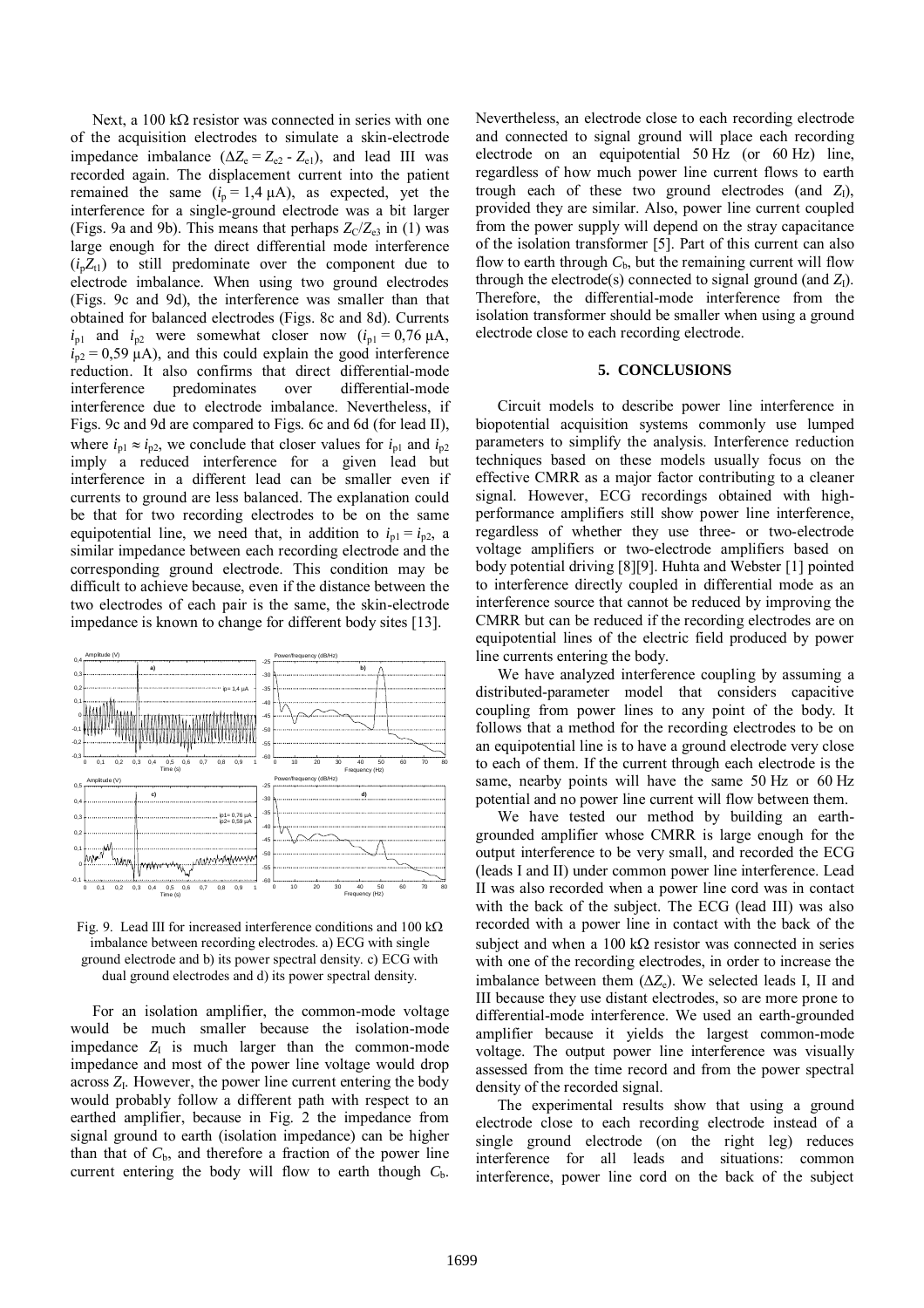Next, a 100 kΩ resistor was connected in series with one of the acquisition electrodes to simulate a skin-electrode impedance imbalance ($\Delta Z_e = Z_{e2} - Z_{e1}$), and lead III was recorded again. The displacement current into the patient remained the same ($i_p = 1,4$ µA), as expected, yet the interference for a single-ground electrode was a bit larger (Figs. 9a and 9b). This means that perhaps $Z_C/Z_{e3}$ in (1) was large enough for the direct differential mode interference ($i_pZ_{t1}$) to still predominate over the component due to electrode imbalance. When using two ground electrodes (Figs. 9c and 9d), the interference was smaller than that obtained for balanced electrodes (Figs. 8c and 8d). Currents $i_{p1}$ and $i_{p2}$ were somewhat closer now ($i_{p1} = 0,76$ µA, $i_{p2} = 0,59$ µA), and this could explain the good interference reduction. It also confirms that direct differential-mode interference predominates over differential-mode interference due to electrode imbalance. Nevertheless, if Figs. 9c and 9d are compared to Figs. 6c and 6d (for lead II), where $i_{p1} \approx i_{p2}$, we conclude that closer values for $i_{p1}$ and $i_{p2}$ imply a reduced interference for a given lead but interference in a different lead can be smaller even if currents to ground are less balanced. The explanation could be that for two recording electrodes to be on the same equipotential line, we need that, in addition to $i_{p1} = i_{p2}$, a similar impedance between each recording electrode and the corresponding ground electrode. This condition may be difficult to achieve because, even if the distance between the two electrodes of each pair is the same, the skin-electrode impedance is known to change for different body sites [13].

Fig. 9. Lead III for increased interference conditions and 100 kΩ imbalance between recording electrodes. a) ECG with single ground electrode and b) its power spectral density. c) ECG with dual ground electrodes and d) its power spectral density.

For an isolation amplifier, the common-mode voltage would be much smaller because the isolation-mode impedance $Z_I$ is much larger than the common-mode impedance and most of the power line voltage would drop across $Z_I$. However, the power line current entering the body would probably follow a different path with respect to an earthed amplifier, because in Fig. 2 the impedance from signal ground to earth (isolation impedance) can be higher than that of $C_b$, and therefore a fraction of the power line current entering the body will flow to earth though $C_b$. Nevertheless, an electrode close to each recording electrode and connected to signal ground will place each recording electrode on an equipotential 50 Hz (or 60 Hz) line, regardless of how much power line current flows to earth trough each of these two ground electrodes (and $Z_I$), provided they are similar. Also, power line current coupled from the power supply will depend on the stray capacitance of the isolation transformer [5]. Part of this current can also flow to earth through $C_b$, but the remaining current will flow through the electrode(s) connected to signal ground (and $Z_I$). Therefore, the differential-mode interference from the isolation transformer should be smaller when using a ground electrode close to each recording electrode.

## 5. CONCLUSIONS

Circuit models to describe power line interference in biopotential acquisition systems commonly use lumped parameters to simplify the analysis. Interference reduction techniques based on these models usually focus on the effective CMRR as a major factor contributing to a cleaner signal. However, ECG recordings obtained with high-performance amplifiers still show power line interference, regardless of whether they use three- or two-electrode voltage amplifiers or two-electrode amplifiers based on body potential driving [8][9]. Huhta and Webster [1] pointed to interference directly coupled in differential mode as an interference source that cannot be reduced by improving the CMRR but can be reduced if the recording electrodes are on equipotential lines of the electric field produced by power line currents entering the body.

We have analyzed interference coupling by assuming a distributed-parameter model that considers capacitive coupling from power lines to any point of the body. It follows that a method for the recording electrodes to be on an equipotential line is to have a ground electrode very close to each of them. If the current through each electrode is the same, nearby points will have the same 50 Hz or 60 Hz potential and no power line current will flow between them.

We have tested our method by building an earth-grounded amplifier whose CMRR is large enough for the output interference to be very small, and recorded the ECG (leads I and II) under common power line interference. Lead II was also recorded when a power line cord was in contact with the back of the subject. The ECG (lead III) was also recorded with a power line in contact with the back of the subject and when a 100 kΩ resistor was connected in series with one of the recording electrodes, in order to increase the imbalance between them ($\Delta Z_e$). We selected leads I, II and III because they use distant electrodes, so are more prone to differential-mode interference. We used an earth-grounded amplifier because it yields the largest common-mode voltage. The output power line interference was visually assessed from the time record and from the power spectral density of the recorded signal.

The experimental results show that using a ground electrode close to each recording electrode instead of a single ground electrode (on the right leg) reduces interference for all leads and situations: common interference, power line cord on the back of the subject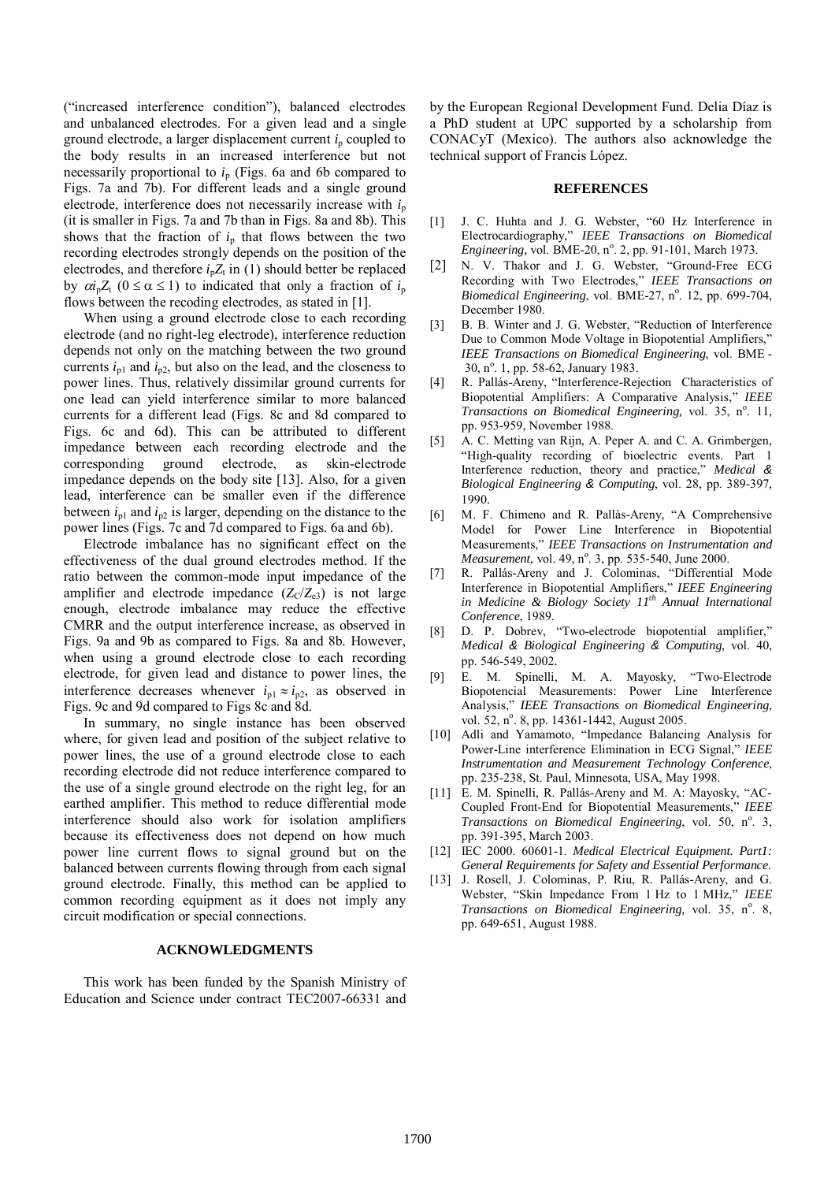("increased interference condition"), balanced electrodes and unbalanced electrodes. For a given lead and a single ground electrode, a larger displacement current $i_p$ coupled to the body results in an increased interference but not necessarily proportional to $i_p$ (Figs. 6a and 6b compared to Figs. 7a and 7b). For different leads and a single ground electrode, interference does not necessarily increase with $i_p$ (it is smaller in Figs. 7a and 7b than in Figs. 8a and 8b). This shows that the fraction of $i_p$ that flows between the two recording electrodes strongly depends on the position of the electrodes, and therefore $i_p Z_t$ in (1) should better be replaced by $\alpha i_p Z_t$ ($0 \leq \alpha \leq 1$) to indicated that only a fraction of $i_p$ flows between the recoding electrodes, as stated in [1].

When using a ground electrode close to each recording electrode (and no right-leg electrode), interference reduction depends not only on the matching between the two ground currents $i_{p1}$ and $i_{p2}$, but also on the lead, and the closeness to power lines. Thus, relatively dissimilar ground currents for one lead can yield interference similar to more balanced currents for a different lead (Figs. 8c and 8d compared to Figs. 6c and 6d). This can be attributed to different impedance between each recording electrode and the corresponding ground electrode, as skin-electrode impedance depends on the body site [13]. Also, for a given lead, interference can be smaller even if the difference between $i_{p1}$ and $i_{p2}$ is larger, depending on the distance to the power lines (Figs. 7c and 7d compared to Figs. 6a and 6b).

Electrode imbalance has no significant effect on the effectiveness of the dual ground electrodes method. If the ratio between the common-mode input impedance of the amplifier and electrode impedance ($Z_C/Z_{e3}$) is not large enough, electrode imbalance may reduce the effective CMRR and the output interference increase, as observed in Figs. 9a and 9b as compared to Figs. 8a and 8b. However, when using a ground electrode close to each recording electrode, for given lead and distance to power lines, the interference decreases whenever $i_{p1} \approx i_{p2}$, as observed in Figs. 9c and 9d compared to Figs 8c and 8d.

In summary, no single instance has been observed where, for given lead and position of the subject relative to power lines, the use of a ground electrode close to each recording electrode did not reduce interference compared to the use of a single ground electrode on the right leg, for an earthed amplifier. This method to reduce differential mode interference should also work for isolation amplifiers because its effectiveness does not depend on how much power line current flows to signal ground but on the balanced between currents flowing through from each signal ground electrode. Finally, this method can be applied to common recording equipment as it does not imply any circuit modification or special connections.

## ACKNOWLEDGMENTS

This work has been funded by the Spanish Ministry of Education and Science under contract TEC2007-66331 and by the European Regional Development Fund. Delia Díaz is a PhD student at UPC supported by a scholarship from CONACyT (Mexico). The authors also acknowledge the technical support of Francis López.

## REFERENCES

[1] J. C. Huhta and J. G. Webster, "60 Hz Interference in Electrocardiography," *IEEE Transactions on Biomedical Engineering*, vol. BME-20, n$^o$. 2, pp. 91-101, March 1973.

[2] N. V. Thakor and J. G. Webster, "Ground-Free ECG Recording with Two Electrodes," *IEEE Transactions on Biomedical Engineering*, vol. BME-27, n$^o$. 12, pp. 699-704, December 1980.

[3] B. B. Winter and J. G. Webster, "Reduction of Interference Due to Common Mode Voltage in Biopotential Amplifiers," *IEEE Transactions on Biomedical Engineering*, vol. BME - 30, n$^o$. 1, pp. 58-62, January 1983.

[4] R. Pallás-Areny, "Interference-Rejection Characteristics of Biopotential Amplifiers: A Comparative Analysis," *IEEE Transactions on Biomedical Engineering,* vol. 35, n$^o$. 11, pp. 953-959, November 1988.

[5] A. C. Metting van Rijn, A. Peper A. and C. A. Grimbergen, "High-quality recording of bioelectric events. Part 1 Interference reduction, theory and practice," *Medical & Biological Engineering & Computing*, vol. 28, pp. 389-397, 1990.

[6] M. F. Chimeno and R. Pallàs-Areny, "A Comprehensive Model for Power Line Interference in Biopotential Measurements," *IEEE Transactions on Instrumentation and Measurement,* vol. 49, n$^o$. 3, pp. 535-540, June 2000.

[7] R. Pallás-Areny and J. Colominas, "Differential Mode Interference in Biopotential Amplifiers," *IEEE Engineering in Medicine & Biology Society 11$^{th}$ Annual International Conference*, 1989.

[8] D. P. Dobrev, "Two-electrode biopotential amplifier," *Medical & Biological Engineering & Computing*, vol. 40, pp. 546-549, 2002.

[9] E. M. Spinelli, M. A. Mayosky, "Two-Electrode Biopotencial Measurements: Power Line Interference Analysis," *IEEE Transactions on Biomedical Engineering*, vol. 52, n$^o$. 8, pp. 14361-1442, August 2005.

[10] Adli and Yamamoto, "Impedance Balancing Analysis for Power-Line interference Elimination in ECG Signal," *IEEE Instrumentation and Measurement Technology Conference*, pp. 235-238, St. Paul, Minnesota, USA, May 1998.

[11] E. M. Spinelli, R. Pallás-Areny and M. A: Mayosky, "AC-Coupled Front-End for Biopotential Measurements," *IEEE Transactions on Biomedical Engineering*, vol. 50, n$^o$. 3, pp. 391-395, March 2003.

[12] IEC 2000. 60601-1. *Medical Electrical Equipment. Part1: General Requirements for Safety and Essential Performance.*

[13] J. Rosell, J. Colominas, P. Riu, R. Pallás-Areny, and G. Webster, "Skin Impedance From 1 Hz to 1 MHz," *IEEE Transactions on Biomedical Engineering,* vol. 35, n$^o$. 8, pp. 649-651, August 1988.